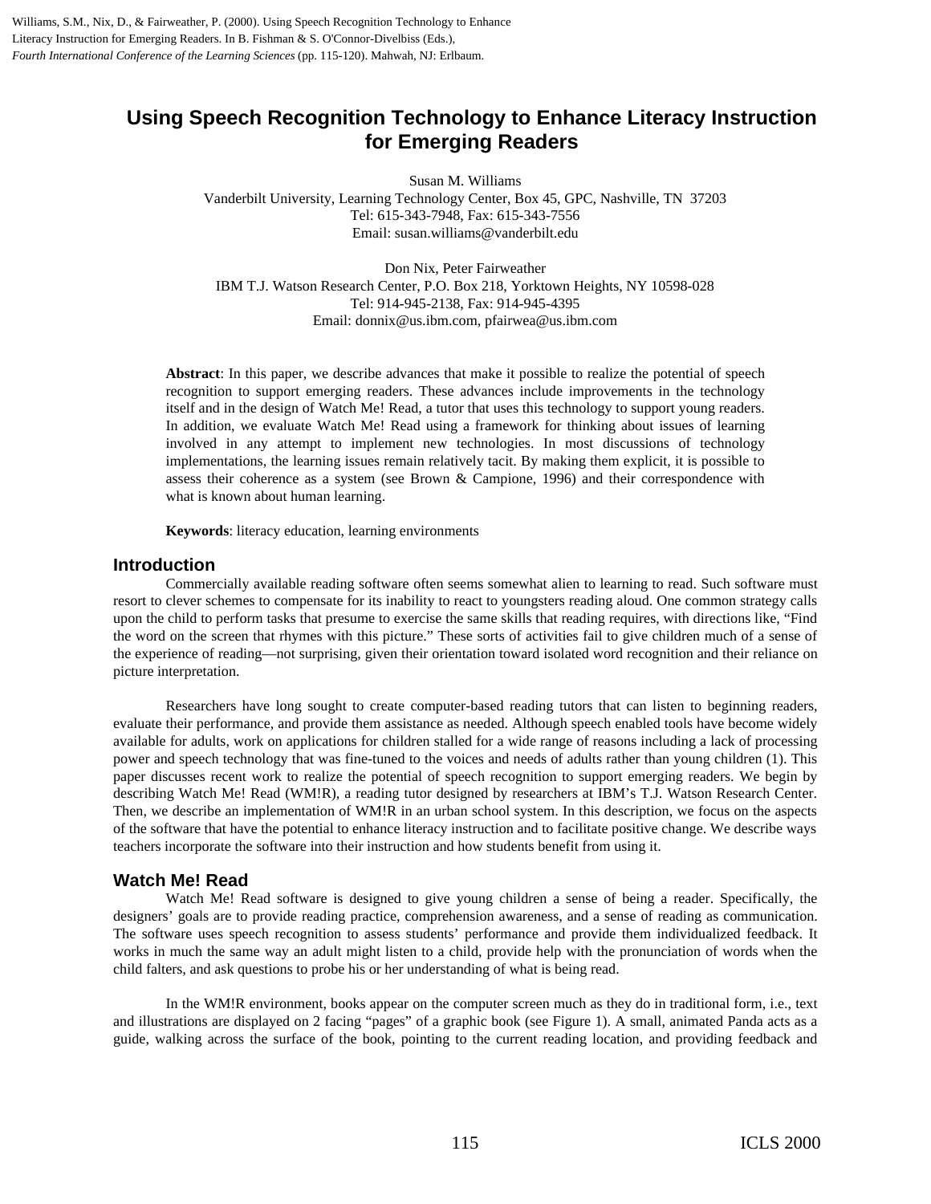Williams, S.M., Nix, D., & Fairweather, P. (2000). Using Speech Recognition Technology to Enhance Literacy Instruction for Emerging Readers. In B. Fishman & S. O'Connor-Divelbiss (Eds.), *Fourth International Conference of the Learning Sciences* (pp. 115-120). Mahwah, NJ: Erlbaum.

# Using Speech Recognition Technology to Enhance Literacy Instruction for Emerging Readers

Susan M. Williams
Vanderbilt University, Learning Technology Center, Box 45, GPC, Nashville, TN 37203
Tel: 615-343-7948, Fax: 615-343-7556
Email: susan.williams@vanderbilt.edu

Don Nix, Peter Fairweather
IBM T.J. Watson Research Center, P.O. Box 218, Yorktown Heights, NY 10598-028
Tel: 914-945-2138, Fax: 914-945-4395
Email: donnix@us.ibm.com, pfairwea@us.ibm.com

**Abstract**: In this paper, we describe advances that make it possible to realize the potential of speech recognition to support emerging readers. These advances include improvements in the technology itself and in the design of Watch Me! Read, a tutor that uses this technology to support young readers. In addition, we evaluate Watch Me! Read using a framework for thinking about issues of learning involved in any attempt to implement new technologies. In most discussions of technology implementations, the learning issues remain relatively tacit. By making them explicit, it is possible to assess their coherence as a system (see Brown & Campione, 1996) and their correspondence with what is known about human learning.

**Keywords**: literacy education, learning environments

## Introduction

Commercially available reading software often seems somewhat alien to learning to read. Such software must resort to clever schemes to compensate for its inability to react to youngsters reading aloud. One common strategy calls upon the child to perform tasks that presume to exercise the same skills that reading requires, with directions like, "Find the word on the screen that rhymes with this picture." These sorts of activities fail to give children much of a sense of the experience of reading—not surprising, given their orientation toward isolated word recognition and their reliance on picture interpretation.

Researchers have long sought to create computer-based reading tutors that can listen to beginning readers, evaluate their performance, and provide them assistance as needed. Although speech enabled tools have become widely available for adults, work on applications for children stalled for a wide range of reasons including a lack of processing power and speech technology that was fine-tuned to the voices and needs of adults rather than young children (1). This paper discusses recent work to realize the potential of speech recognition to support emerging readers. We begin by describing Watch Me! Read (WM!R), a reading tutor designed by researchers at IBM's T.J. Watson Research Center. Then, we describe an implementation of WM!R in an urban school system. In this description, we focus on the aspects of the software that have the potential to enhance literacy instruction and to facilitate positive change. We describe ways teachers incorporate the software into their instruction and how students benefit from using it.

## Watch Me! Read

Watch Me! Read software is designed to give young children a sense of being a reader. Specifically, the designers' goals are to provide reading practice, comprehension awareness, and a sense of reading as communication. The software uses speech recognition to assess students' performance and provide them individualized feedback. It works in much the same way an adult might listen to a child, provide help with the pronunciation of words when the child falters, and ask questions to probe his or her understanding of what is being read.

In the WM!R environment, books appear on the computer screen much as they do in traditional form, i.e., text and illustrations are displayed on 2 facing "pages" of a graphic book (see Figure 1). A small, animated Panda acts as a guide, walking across the surface of the book, pointing to the current reading location, and providing feedback and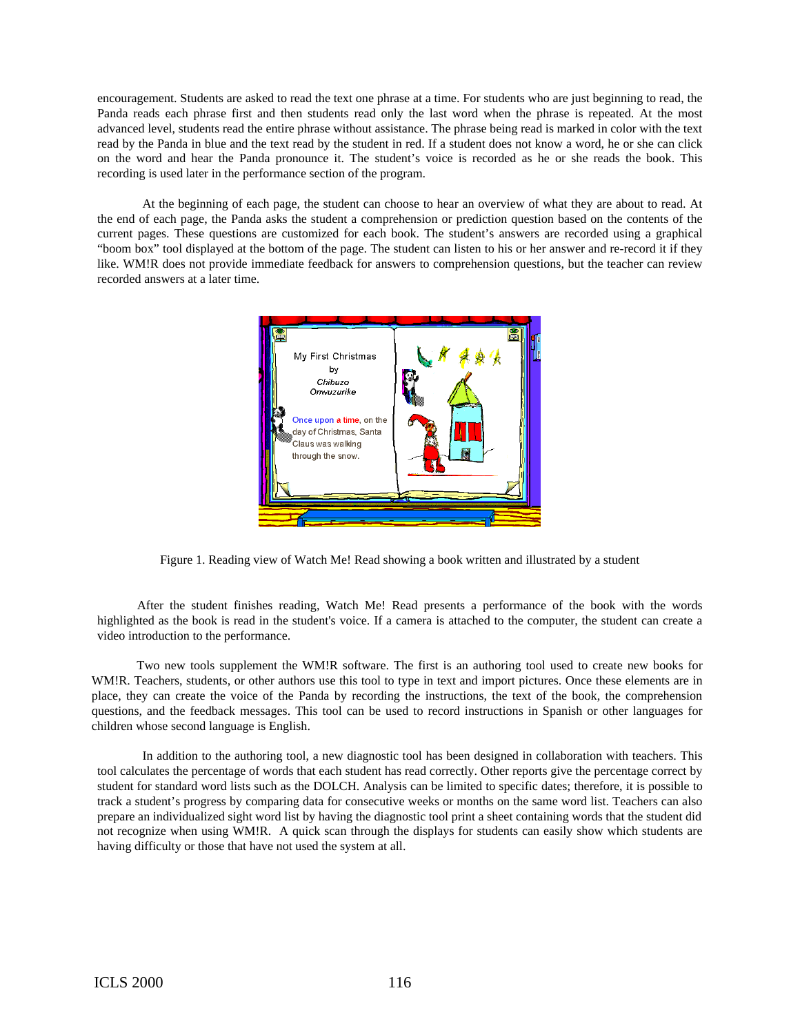encouragement. Students are asked to read the text one phrase at a time. For students who are just beginning to read, the Panda reads each phrase first and then students read only the last word when the phrase is repeated. At the most advanced level, students read the entire phrase without assistance. The phrase being read is marked in color with the text read by the Panda in blue and the text read by the student in red. If a student does not know a word, he or she can click on the word and hear the Panda pronounce it. The student's voice is recorded as he or she reads the book. This recording is used later in the performance section of the program.

At the beginning of each page, the student can choose to hear an overview of what they are about to read. At the end of each page, the Panda asks the student a comprehension or prediction question based on the contents of the current pages. These questions are customized for each book. The student's answers are recorded using a graphical "boom box" tool displayed at the bottom of the page. The student can listen to his or her answer and re-record it if they like. WM!R does not provide immediate feedback for answers to comprehension questions, but the teacher can review recorded answers at a later time.

Figure 1. Reading view of Watch Me! Read showing a book written and illustrated by a student

After the student finishes reading, Watch Me! Read presents a performance of the book with the words highlighted as the book is read in the student's voice. If a camera is attached to the computer, the student can create a video introduction to the performance.

Two new tools supplement the WM!R software. The first is an authoring tool used to create new books for WM!R. Teachers, students, or other authors use this tool to type in text and import pictures. Once these elements are in place, they can create the voice of the Panda by recording the instructions, the text of the book, the comprehension questions, and the feedback messages. This tool can be used to record instructions in Spanish or other languages for children whose second language is English.

In addition to the authoring tool, a new diagnostic tool has been designed in collaboration with teachers. This tool calculates the percentage of words that each student has read correctly. Other reports give the percentage correct by student for standard word lists such as the DOLCH. Analysis can be limited to specific dates; therefore, it is possible to track a student's progress by comparing data for consecutive weeks or months on the same word list. Teachers can also prepare an individualized sight word list by having the diagnostic tool print a sheet containing words that the student did not recognize when using WM!R. A quick scan through the displays for students can easily show which students are having difficulty or those that have not used the system at all.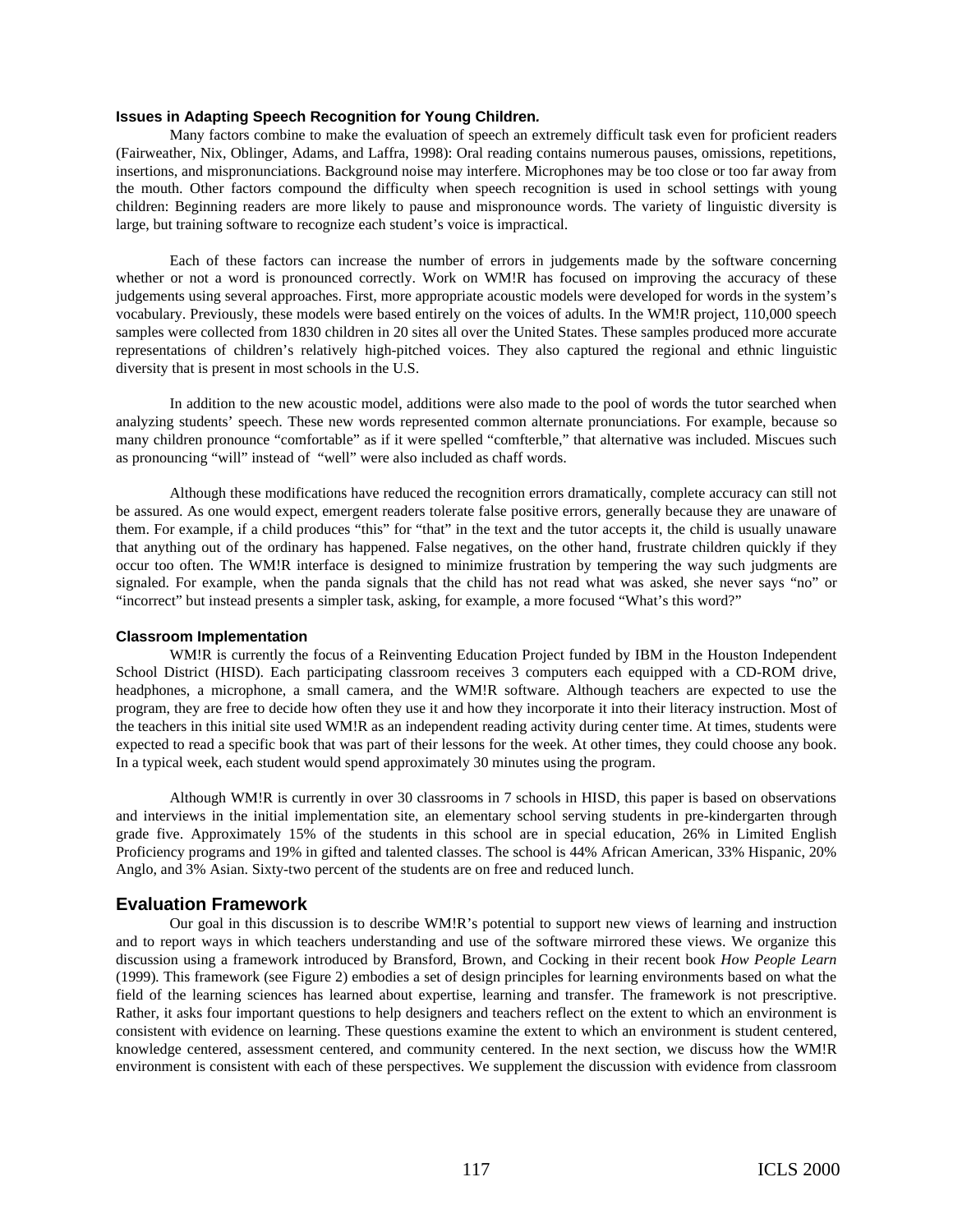### Issues in Adapting Speech Recognition for Young Children.

Many factors combine to make the evaluation of speech an extremely difficult task even for proficient readers (Fairweather, Nix, Oblinger, Adams, and Laffra, 1998): Oral reading contains numerous pauses, omissions, repetitions, insertions, and mispronunciations. Background noise may interfere. Microphones may be too close or too far away from the mouth. Other factors compound the difficulty when speech recognition is used in school settings with young children: Beginning readers are more likely to pause and mispronounce words. The variety of linguistic diversity is large, but training software to recognize each student's voice is impractical.

Each of these factors can increase the number of errors in judgements made by the software concerning whether or not a word is pronounced correctly. Work on WM!R has focused on improving the accuracy of these judgements using several approaches. First, more appropriate acoustic models were developed for words in the system's vocabulary. Previously, these models were based entirely on the voices of adults. In the WM!R project, 110,000 speech samples were collected from 1830 children in 20 sites all over the United States. These samples produced more accurate representations of children's relatively high-pitched voices. They also captured the regional and ethnic linguistic diversity that is present in most schools in the U.S.

In addition to the new acoustic model, additions were also made to the pool of words the tutor searched when analyzing students' speech. These new words represented common alternate pronunciations. For example, because so many children pronounce "comfortable" as if it were spelled "comfterble," that alternative was included. Miscues such as pronouncing "will" instead of "well" were also included as chaff words.

Although these modifications have reduced the recognition errors dramatically, complete accuracy can still not be assured. As one would expect, emergent readers tolerate false positive errors, generally because they are unaware of them. For example, if a child produces "this" for "that" in the text and the tutor accepts it, the child is usually unaware that anything out of the ordinary has happened. False negatives, on the other hand, frustrate children quickly if they occur too often. The WM!R interface is designed to minimize frustration by tempering the way such judgments are signaled. For example, when the panda signals that the child has not read what was asked, she never says "no" or "incorrect" but instead presents a simpler task, asking, for example, a more focused "What's this word?"

### Classroom Implementation

WM!R is currently the focus of a Reinventing Education Project funded by IBM in the Houston Independent School District (HISD). Each participating classroom receives 3 computers each equipped with a CD-ROM drive, headphones, a microphone, a small camera, and the WM!R software. Although teachers are expected to use the program, they are free to decide how often they use it and how they incorporate it into their literacy instruction. Most of the teachers in this initial site used WM!R as an independent reading activity during center time. At times, students were expected to read a specific book that was part of their lessons for the week. At other times, they could choose any book. In a typical week, each student would spend approximately 30 minutes using the program.

Although WM!R is currently in over 30 classrooms in 7 schools in HISD, this paper is based on observations and interviews in the initial implementation site, an elementary school serving students in pre-kindergarten through grade five. Approximately 15% of the students in this school are in special education, 26% in Limited English Proficiency programs and 19% in gifted and talented classes. The school is 44% African American, 33% Hispanic, 20% Anglo, and 3% Asian. Sixty-two percent of the students are on free and reduced lunch.

## Evaluation Framework

Our goal in this discussion is to describe WM!R's potential to support new views of learning and instruction and to report ways in which teachers understanding and use of the software mirrored these views. We organize this discussion using a framework introduced by Bransford, Brown, and Cocking in their recent book *How People Learn* (1999). This framework (see Figure 2) embodies a set of design principles for learning environments based on what the field of the learning sciences has learned about expertise, learning and transfer. The framework is not prescriptive. Rather, it asks four important questions to help designers and teachers reflect on the extent to which an environment is consistent with evidence on learning. These questions examine the extent to which an environment is student centered, knowledge centered, assessment centered, and community centered. In the next section, we discuss how the WM!R environment is consistent with each of these perspectives. We supplement the discussion with evidence from classroom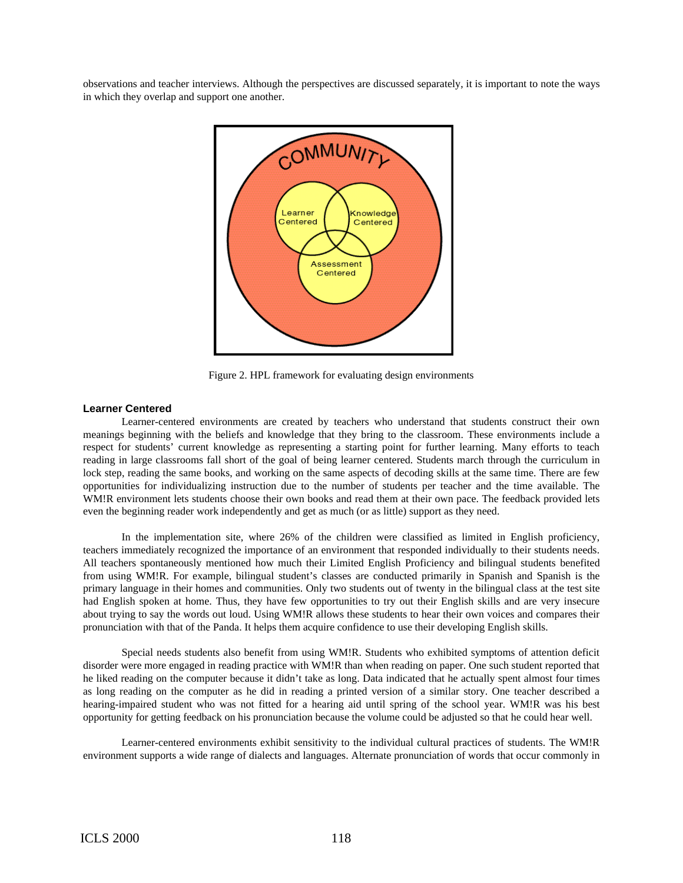observations and teacher interviews. Although the perspectives are discussed separately, it is important to note the ways in which they overlap and support one another.

Figure 2. HPL framework for evaluating design environments

### Learner Centered

Learner-centered environments are created by teachers who understand that students construct their own meanings beginning with the beliefs and knowledge that they bring to the classroom. These environments include a respect for students' current knowledge as representing a starting point for further learning. Many efforts to teach reading in large classrooms fall short of the goal of being learner centered. Students march through the curriculum in lock step, reading the same books, and working on the same aspects of decoding skills at the same time. There are few opportunities for individualizing instruction due to the number of students per teacher and the time available. The WM!R environment lets students choose their own books and read them at their own pace. The feedback provided lets even the beginning reader work independently and get as much (or as little) support as they need.

In the implementation site, where 26% of the children were classified as limited in English proficiency, teachers immediately recognized the importance of an environment that responded individually to their students needs. All teachers spontaneously mentioned how much their Limited English Proficiency and bilingual students benefited from using WM!R. For example, bilingual student's classes are conducted primarily in Spanish and Spanish is the primary language in their homes and communities. Only two students out of twenty in the bilingual class at the test site had English spoken at home. Thus, they have few opportunities to try out their English skills and are very insecure about trying to say the words out loud. Using WM!R allows these students to hear their own voices and compares their pronunciation with that of the Panda. It helps them acquire confidence to use their developing English skills.

Special needs students also benefit from using WM!R. Students who exhibited symptoms of attention deficit disorder were more engaged in reading practice with WM!R than when reading on paper. One such student reported that he liked reading on the computer because it didn't take as long. Data indicated that he actually spent almost four times as long reading on the computer as he did in reading a printed version of a similar story. One teacher described a hearing-impaired student who was not fitted for a hearing aid until spring of the school year. WM!R was his best opportunity for getting feedback on his pronunciation because the volume could be adjusted so that he could hear well.

Learner-centered environments exhibit sensitivity to the individual cultural practices of students. The WM!R environment supports a wide range of dialects and languages. Alternate pronunciation of words that occur commonly in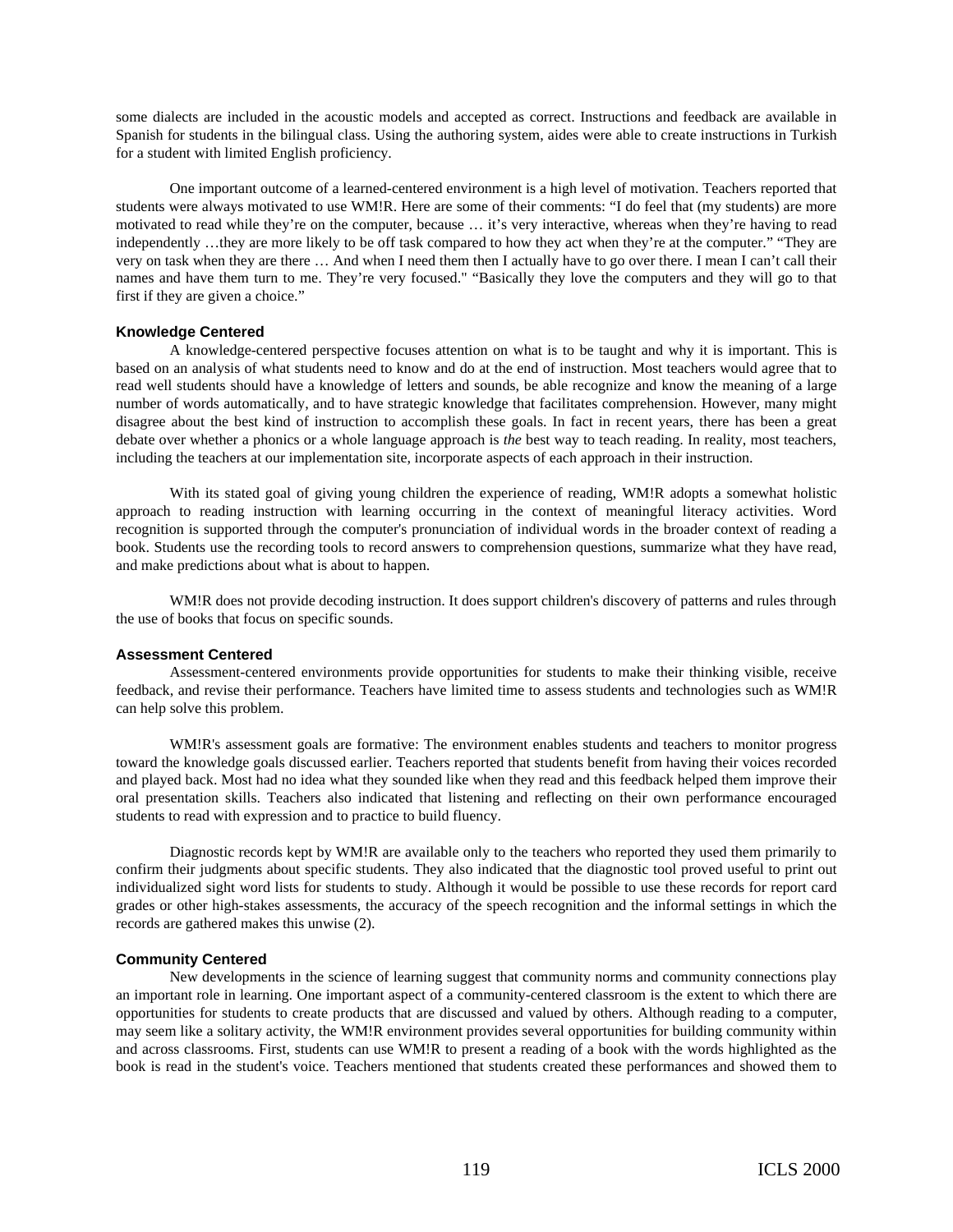some dialects are included in the acoustic models and accepted as correct. Instructions and feedback are available in Spanish for students in the bilingual class. Using the authoring system, aides were able to create instructions in Turkish for a student with limited English proficiency.

One important outcome of a learned-centered environment is a high level of motivation. Teachers reported that students were always motivated to use WM!R. Here are some of their comments: "I do feel that (my students) are more motivated to read while they're on the computer, because … it's very interactive, whereas when they're having to read independently …they are more likely to be off task compared to how they act when they're at the computer." "They are very on task when they are there … And when I need them then I actually have to go over there. I mean I can't call their names and have them turn to me. They're very focused." "Basically they love the computers and they will go to that first if they are given a choice."

### Knowledge Centered

A knowledge-centered perspective focuses attention on what is to be taught and why it is important. This is based on an analysis of what students need to know and do at the end of instruction. Most teachers would agree that to read well students should have a knowledge of letters and sounds, be able recognize and know the meaning of a large number of words automatically, and to have strategic knowledge that facilitates comprehension. However, many might disagree about the best kind of instruction to accomplish these goals. In fact in recent years, there has been a great debate over whether a phonics or a whole language approach is *the* best way to teach reading. In reality, most teachers, including the teachers at our implementation site, incorporate aspects of each approach in their instruction.

With its stated goal of giving young children the experience of reading, WM!R adopts a somewhat holistic approach to reading instruction with learning occurring in the context of meaningful literacy activities. Word recognition is supported through the computer's pronunciation of individual words in the broader context of reading a book. Students use the recording tools to record answers to comprehension questions, summarize what they have read, and make predictions about what is about to happen.

WM!R does not provide decoding instruction. It does support children's discovery of patterns and rules through the use of books that focus on specific sounds.

### Assessment Centered

Assessment-centered environments provide opportunities for students to make their thinking visible, receive feedback, and revise their performance. Teachers have limited time to assess students and technologies such as WM!R can help solve this problem.

WM!R's assessment goals are formative: The environment enables students and teachers to monitor progress toward the knowledge goals discussed earlier. Teachers reported that students benefit from having their voices recorded and played back. Most had no idea what they sounded like when they read and this feedback helped them improve their oral presentation skills. Teachers also indicated that listening and reflecting on their own performance encouraged students to read with expression and to practice to build fluency.

Diagnostic records kept by WM!R are available only to the teachers who reported they used them primarily to confirm their judgments about specific students. They also indicated that the diagnostic tool proved useful to print out individualized sight word lists for students to study. Although it would be possible to use these records for report card grades or other high-stakes assessments, the accuracy of the speech recognition and the informal settings in which the records are gathered makes this unwise (2).

### Community Centered

New developments in the science of learning suggest that community norms and community connections play an important role in learning. One important aspect of a community-centered classroom is the extent to which there are opportunities for students to create products that are discussed and valued by others. Although reading to a computer, may seem like a solitary activity, the WM!R environment provides several opportunities for building community within and across classrooms. First, students can use WM!R to present a reading of a book with the words highlighted as the book is read in the student's voice. Teachers mentioned that students created these performances and showed them to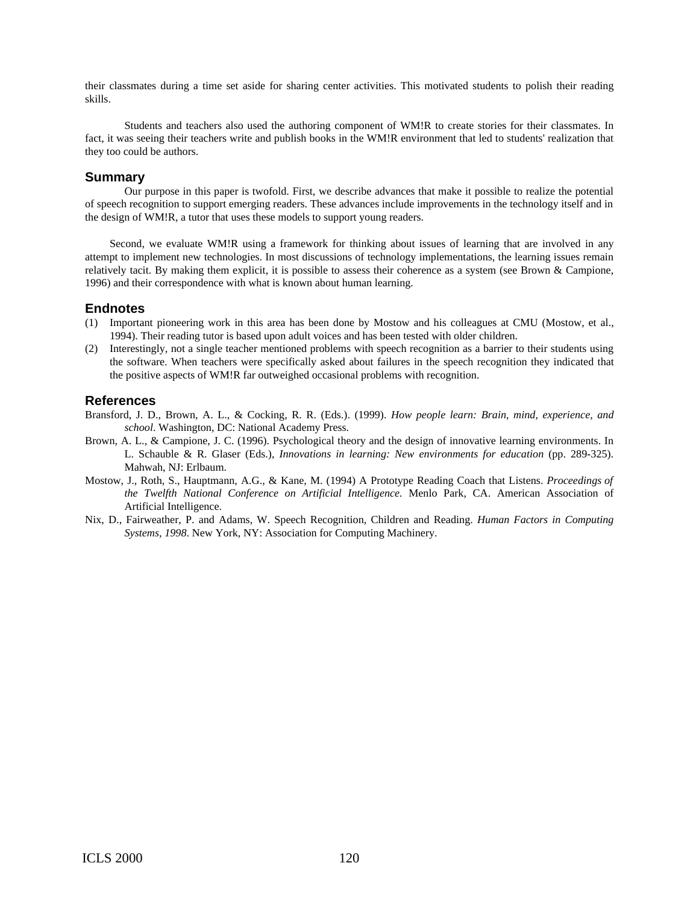their classmates during a time set aside for sharing center activities. This motivated students to polish their reading skills.

Students and teachers also used the authoring component of WM!R to create stories for their classmates. In fact, it was seeing their teachers write and publish books in the WM!R environment that led to students' realization that they too could be authors.

## Summary

Our purpose in this paper is twofold. First, we describe advances that make it possible to realize the potential of speech recognition to support emerging readers. These advances include improvements in the technology itself and in the design of WM!R, a tutor that uses these models to support young readers.

Second, we evaluate WM!R using a framework for thinking about issues of learning that are involved in any attempt to implement new technologies. In most discussions of technology implementations, the learning issues remain relatively tacit. By making them explicit, it is possible to assess their coherence as a system (see Brown & Campione, 1996) and their correspondence with what is known about human learning.

## Endnotes

(1) Important pioneering work in this area has been done by Mostow and his colleagues at CMU (Mostow, et al., 1994). Their reading tutor is based upon adult voices and has been tested with older children.

(2) Interestingly, not a single teacher mentioned problems with speech recognition as a barrier to their students using the software. When teachers were specifically asked about failures in the speech recognition they indicated that the positive aspects of WM!R far outweighed occasional problems with recognition.

## References

Bransford, J. D., Brown, A. L., & Cocking, R. R. (Eds.). (1999). *How people learn: Brain, mind, experience, and school*. Washington, DC: National Academy Press.

Brown, A. L., & Campione, J. C. (1996). Psychological theory and the design of innovative learning environments. In L. Schauble & R. Glaser (Eds.), *Innovations in learning: New environments for education* (pp. 289-325). Mahwah, NJ: Erlbaum.

Mostow, J., Roth, S., Hauptmann, A.G., & Kane, M. (1994) A Prototype Reading Coach that Listens. *Proceedings of the Twelfth National Conference on Artificial Intelligence.* Menlo Park, CA. American Association of Artificial Intelligence.

Nix, D., Fairweather, P. and Adams, W. Speech Recognition, Children and Reading. *Human Factors in Computing Systems, 1998*. New York, NY: Association for Computing Machinery.